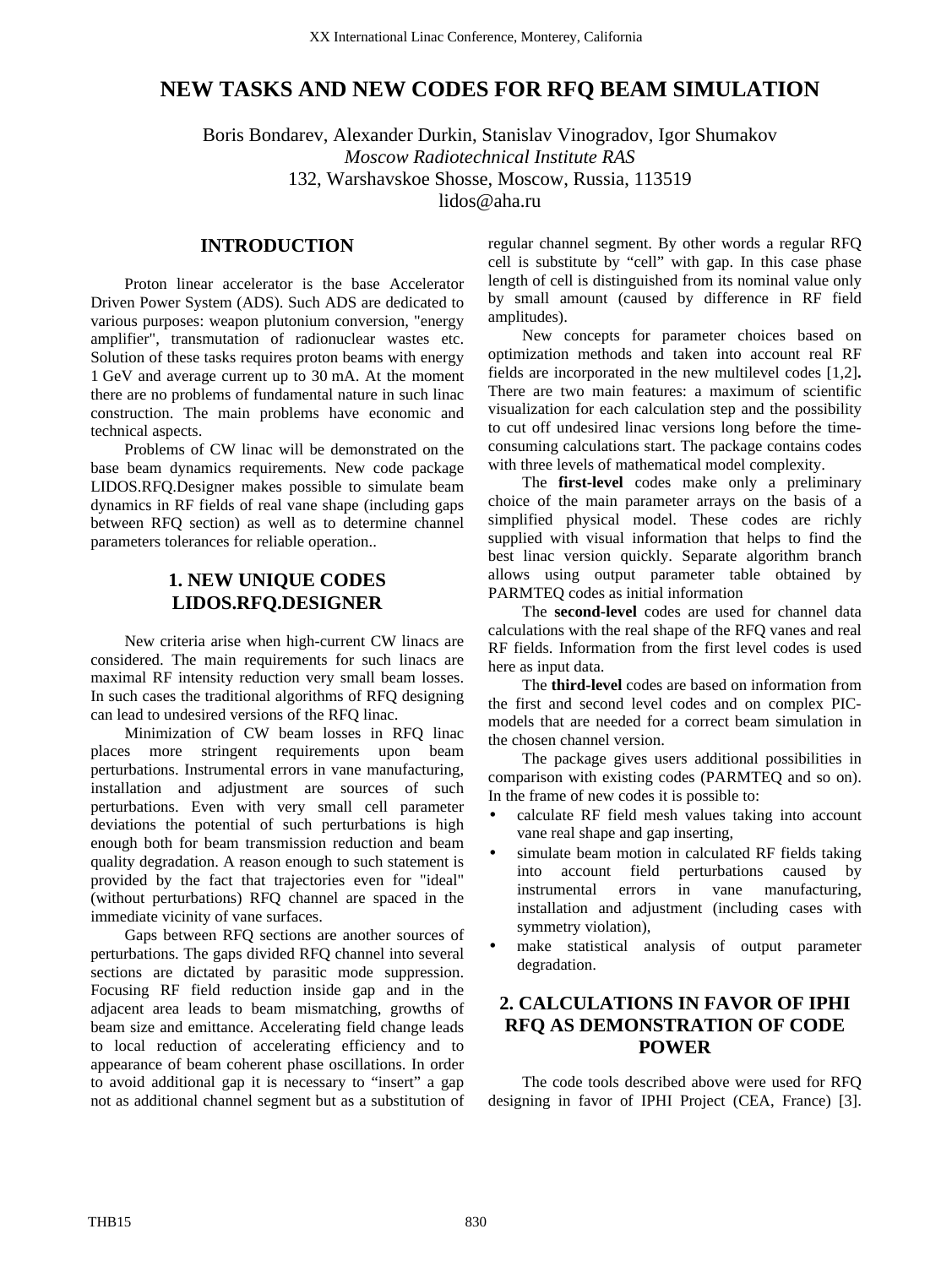# NEW TASKS AND NEW CODES FOR RFQ BEAM SIMULATION

Boris Bondarev, Alexander Durkin, Stanislav Vinogradov, Igor Shumakov
*Moscow Radiotechnical Institute RAS*
132, Warshavskoe Shosse, Moscow, Russia, 113519
lidos@aha.ru

## INTRODUCTION

Proton linear accelerator is the base Accelerator Driven Power System (ADS). Such ADS are dedicated to various purposes: weapon plutonium conversion, "energy amplifier", transmutation of radionuclear wastes etc. Solution of these tasks requires proton beams with energy 1 GeV and average current up to 30 mA. At the moment there are no problems of fundamental nature in such linac construction. The main problems have economic and technical aspects.

Problems of CW linac will be demonstrated on the base beam dynamics requirements. New code package LIDOS.RFQ.Designer makes possible to simulate beam dynamics in RF fields of real vane shape (including gaps between RFQ section) as well as to determine channel parameters tolerances for reliable operation..

## 1. NEW UNIQUE CODES LIDOS.RFQ.DESIGNER

New criteria arise when high-current CW linacs are considered. The main requirements for such linacs are maximal RF intensity reduction very small beam losses. In such cases the traditional algorithms of RFQ designing can lead to undesired versions of the RFQ linac.

Minimization of CW beam losses in RFQ linac places more stringent requirements upon beam perturbations. Instrumental errors in vane manufacturing, installation and adjustment are sources of such perturbations. Even with very small cell parameter deviations the potential of such perturbations is high enough both for beam transmission reduction and beam quality degradation. A reason enough to such statement is provided by the fact that trajectories even for "ideal" (without perturbations) RFQ channel are spaced in the immediate vicinity of vane surfaces.

Gaps between RFQ sections are another sources of perturbations. The gaps divided RFQ channel into several sections are dictated by parasitic mode suppression. Focusing RF field reduction inside gap and in the adjacent area leads to beam mismatching, growths of beam size and emittance. Accelerating field change leads to local reduction of accelerating efficiency and to appearance of beam coherent phase oscillations. In order to avoid additional gap it is necessary to “insert” a gap not as additional channel segment but as a substitution of regular channel segment. By other words a regular RFQ cell is substitute by “cell” with gap. In this case phase length of cell is distinguished from its nominal value only by small amount (caused by difference in RF field amplitudes).

New concepts for parameter choices based on optimization methods and taken into account real RF fields are incorporated in the new multilevel codes [1,2]**.** There are two main features: a maximum of scientific visualization for each calculation step and the possibility to cut off undesired linac versions long before the time-consuming calculations start. The package contains codes with three levels of mathematical model complexity.

The **first-level** codes make only a preliminary choice of the main parameter arrays on the basis of a simplified physical model. These codes are richly supplied with visual information that helps to find the best linac version quickly. Separate algorithm branch allows using output parameter table obtained by PARMTEQ codes as initial information

The **second-level** codes are used for channel data calculations with the real shape of the RFQ vanes and real RF fields. Information from the first level codes is used here as input data.

The **third-level** codes are based on information from the first and second level codes and on complex PIC-models that are needed for a correct beam simulation in the chosen channel version.

The package gives users additional possibilities in comparison with existing codes (PARMTEQ and so on). In the frame of new codes it is possible to:

- calculate RF field mesh values taking into account vane real shape and gap inserting,
- simulate beam motion in calculated RF fields taking into account field perturbations caused by instrumental errors in vane manufacturing, installation and adjustment (including cases with symmetry violation),
- make statistical analysis of output parameter degradation.

## 2. CALCULATIONS IN FAVOR OF IPHI RFQ AS DEMONSTRATION OF CODE POWER

The code tools described above were used for RFQ designing in favor of IPHI Project (CEA, France) [3].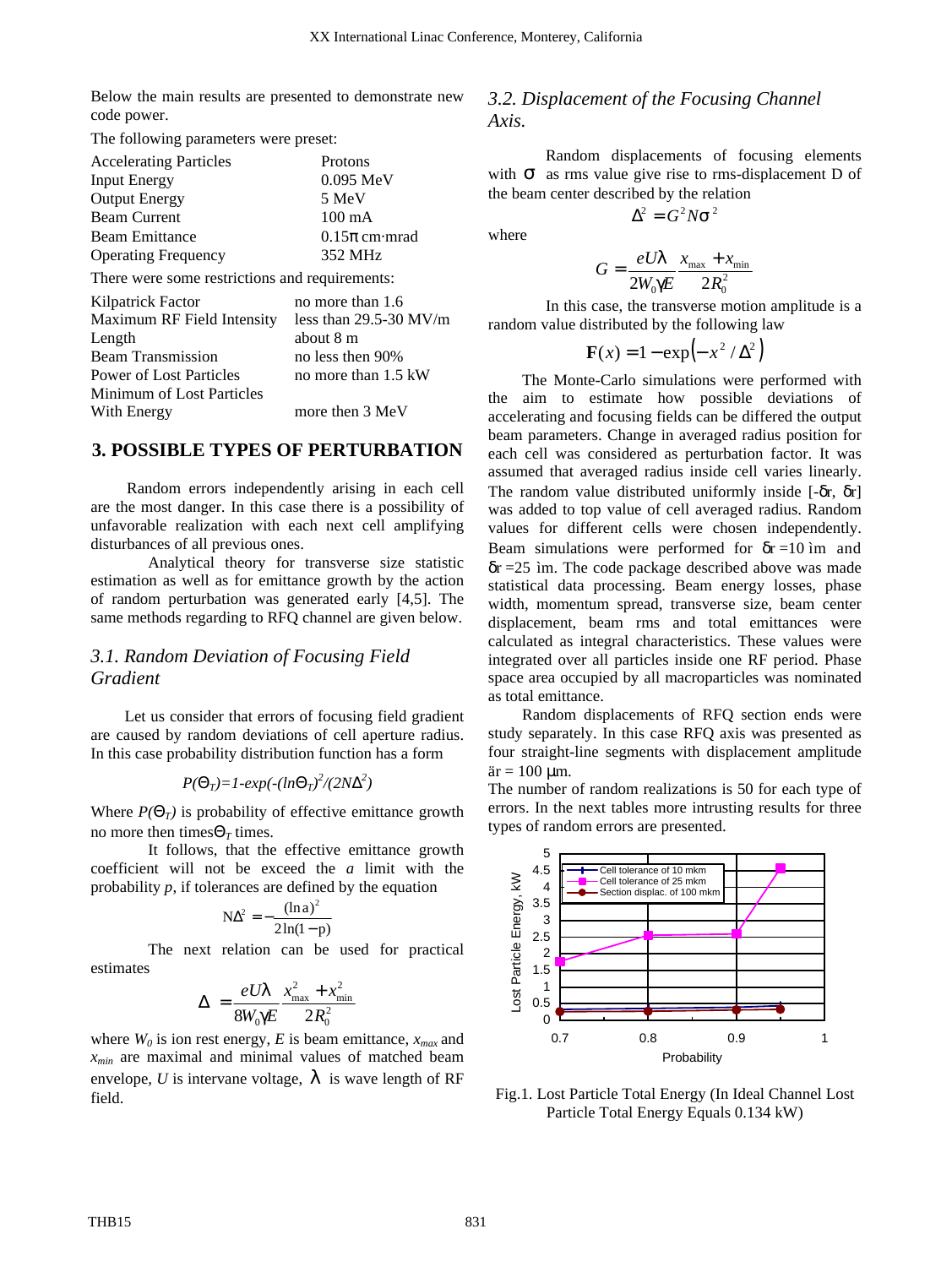Below the main results are presented to demonstrate new code power.

The following parameters were preset:

| | |
|---|---|
| Accelerating Particles | Protons |
| Input Energy | 0.095 MeV |
| Output Energy | 5 MeV |
| Beam Current | 100 mA |
| Beam Emittance | 0.15π cm·mrad |
| Operating Frequency | 352 MHz |

There were some restrictions and requirements:

| | |
|---|---|
| Kilpatrick Factor | no more than 1.6 |
| Maximum RF Field Intensity | less than 29.5-30 MV/m |
| Length | about 8 m |
| Beam Transmission | no less then 90% |
| Power of Lost Particles | no more than 1.5 kW |
| Minimum of Lost Particles With Energy | more then 3 MeV |

## 3. POSSIBLE TYPES OF PERTURBATION

Random errors independently arising in each cell are the most danger. In this case there is a possibility of unfavorable realization with each next cell amplifying disturbances of all previous ones.

Analytical theory for transverse size statistic estimation as well as for emittance growth by the action of random perturbation was generated early [4,5]. The same methods regarding to RFQ channel are given below.

### 3.1. Random Deviation of Focusing Field Gradient

Let us consider that errors of focusing field gradient are caused by random deviations of cell aperture radius. In this case probability distribution function has a form

$$P(\Theta_T)=1-\exp(-(\ln\Theta_T)^2/(2N\Delta^2))$$

Where $P(\Theta_T)$ is probability of effective emittance growth no more then times $\Theta_T$ times.

It follows, that the effective emittance growth coefficient will not be exceed the $a$ limit with the probability $p$, if tolerances are defined by the equation

$$N\Delta^2 = -\frac{(\ln a)^2}{2\ln(1-p)}$$

The next relation can be used for practical estimates

$$\Delta = \frac{eU\lambda}{8W_0\gamma E}\frac{x_{\max}^2 + x_{\min}^2}{2R_0^2}$$

where $W_0$ is ion rest energy, $E$ is beam emittance, $x_{max}$ and $x_{min}$ are maximal and minimal values of matched beam envelope, $U$ is intervane voltage, $\lambda$ is wave length of RF field.

### 3.2. Displacement of the Focusing Channel Axis.

Random displacements of focusing elements with $\sigma$ as rms value give rise to rms-displacement D of the beam center described by the relation

$$\Delta^2 = G^2 N\sigma^2$$

where

$$G = \frac{eU\lambda}{2W_0\gamma E}\frac{x_{\max} + x_{\min}}{2R_0^2}$$

In this case, the transverse motion amplitude is a random value distributed by the following law

$$\mathbf{F}(x) = 1 - \exp\left(-x^2/\Delta^2\right)$$

The Monte-Carlo simulations were performed with the aim to estimate how possible deviations of accelerating and focusing fields can be differed the output beam parameters. Change in averaged radius position for each cell was considered as perturbation factor. It was assumed that averaged radius inside cell varies linearly. The random value distributed uniformly inside [-δr, δr] was added to top value of cell averaged radius. Random values for different cells were chosen independently. Beam simulations were performed for δr =10 ìm and δr =25 ìm. The code package described above was made statistical data processing. Beam energy losses, phase width, momentum spread, transverse size, beam center displacement, beam rms and total emittances were calculated as integral characteristics. These values were integrated over all particles inside one RF period. Phase space area occupied by all macroparticles was nominated as total emittance.

Random displacements of RFQ section ends were study separately. In this case RFQ axis was presented as four straight-line segments with displacement amplitude är = 100 µm.

The number of random realizations is 50 for each type of errors. In the next tables more intrusting results for three types of random errors are presented.

Lost Particle Energy, kW
5
4.5
4
3.5
3
2.5
2
1.5
1
0.5
0
0.7
0.8
0.9
1
Probability
Cell tolerance of 10 mkm
Cell tolerance of 25 mkm
Section displac. of 100 mkm

Fig.1. Lost Particle Total Energy (In Ideal Channel Lost Particle Total Energy Equals 0.134 kW)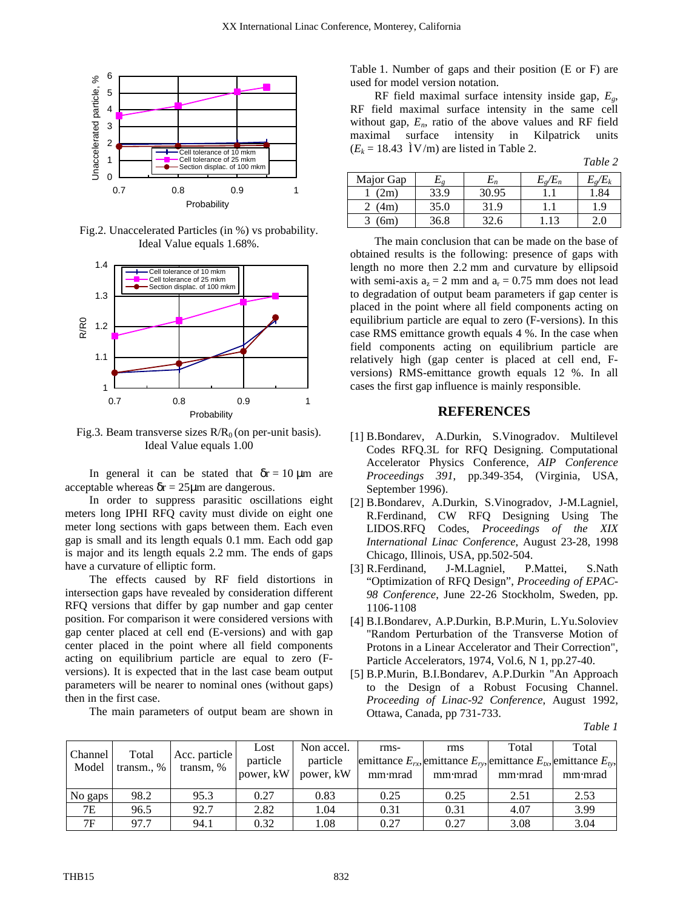Unaccelerated particle, %

6
5
4
3
2
1
0

0.7 0.8 0.9 1

Probability

Cell tolerance of 10 mkm
Cell tolerance of 25 mkm
Section displac. of 100 mkm

Fig.2. Unaccelerated Particles (in %) vs probability. Ideal Value equals 1.68%.

R/R0

1.4
1.3
1.2
1.1
1

0.7 0.8 0.9 1

Probability

Cell tolerance of 10 mkm
Cell tolerance of 25 mkm
Section displac. of 100 mkm

Fig.3. Beam transverse sizes $R/R_0$ (on per-unit basis). Ideal Value equals 1.00

In general it can be stated that $\delta r = 10\ \mu m$ are acceptable whereas $\delta r = 25 \mu m$ are dangerous.

In order to suppress parasitic oscillations eight meters long IPHI RFQ cavity must divide on eight one meter long sections with gaps between them. Each even gap is small and its length equals 0.1 mm. Each odd gap is major and its length equals 2.2 mm. The ends of gaps have a curvature of elliptic form.

The effects caused by RF field distortions in intersection gaps have revealed by consideration different RFQ versions that differ by gap number and gap center position. For comparison it were considered versions with gap center placed at cell end (E-versions) and with gap center placed in the point where all field components acting on equilibrium particle are equal to zero (F-versions). It is expected that in the last case beam output parameters will be nearer to nominal ones (without gaps) then in the first case.

The main parameters of output beam are shown in Table 1. Number of gaps and their position (E or F) are used for model version notation.

*Table 1*

| Channel Model | Total transm., % | Acc. particle transm, % | Lost particle power, kW | Non accel. particle power, kW | rms-emittance $E_{rx}$, mm·mrad | rms emittance $E_{ry}$, mm·mrad | Total emittance $E_{tx}$, mm·mrad | Total emittance $E_{ty}$, mm·mrad |
|---|---|---|---|---|---|---|---|---|
| No gaps | 98.2 | 95.3 | 0.27 | 0.83 | 0.25 | 0.25 | 2.51 | 2.53 |
| 7E | 96.5 | 92.7 | 2.82 | 1.04 | 0.31 | 0.31 | 4.07 | 3.99 |
| 7F | 97.7 | 94.1 | 0.32 | 1.08 | 0.27 | 0.27 | 3.08 | 3.04 |

RF field maximal surface intensity inside gap, $E_g$, RF field maximal surface intensity in the same cell without gap, $E_n$, ratio of the above values and RF field maximal surface intensity in Kilpatrick units ($E_k$ = 18.43 ÌV/m) are listed in Table 2.

*Table 2*

| Major Gap | $E_g$ | $E_n$ | $E_g/E_n$ | $E_g/E_k$ |
|---|---|---|---|---|
| 1 (2m) | 33.9 | 30.95 | 1.1 | 1.84 |
| 2 (4m) | 35.0 | 31.9 | 1.1 | 1.9 |
| 3 (6m) | 36.8 | 32.6 | 1.13 | 2.0 |

The main conclusion that can be made on the base of obtained results is the following: presence of gaps with length no more then 2.2 mm and curvature by ellipsoid with semi-axis $a_z$ = 2 mm and $a_r$ = 0.75 mm does not lead to degradation of output beam parameters if gap center is placed in the point where all field components acting on equilibrium particle are equal to zero (F-versions). In this case RMS emittance growth equals 4 %. In the case when field components acting on equilibrium particle are relatively high (gap center is placed at cell end, F-versions) RMS-emittance growth equals 12 %. In all cases the first gap influence is mainly responsible.

## REFERENCES

[1] B.Bondarev, A.Durkin, S.Vinogradov. Multilevel Codes RFQ.3L for RFQ Designing. Computational Accelerator Physics Conference, *AIP Conference Proceedings 391*, pp.349-354, (Virginia, USA, September 1996).

[2] B.Bondarev, A.Durkin, S.Vinogradov, J-M.Lagniel, R.Ferdinand, CW RFQ Designing Using The LIDOS.RFQ Codes, *Proceedings of the XIX International Linac Conference*, August 23-28, 1998 Chicago, Illinois, USA, pp.502-504.

[3] R.Ferdinand, J-M.Lagniel, P.Mattei, S.Nath "Optimization of RFQ Design", *Proceeding of EPAC-98 Conference*, June 22-26 Stockholm, Sweden, pp. 1106-1108

[4] B.I.Bondarev, A.P.Durkin, B.P.Murin, L.Yu.Soloviev "Random Perturbation of the Transverse Motion of Protons in a Linear Accelerator and Their Correction", Particle Accelerators, 1974, Vol.6, N 1, pp.27-40.

[5] B.P.Murin, B.I.Bondarev, A.P.Durkin "An Approach to the Design of a Robust Focusing Channel. *Proceeding of Linac-92 Conference*, August 1992, Ottawa, Canada, pp 731-733.